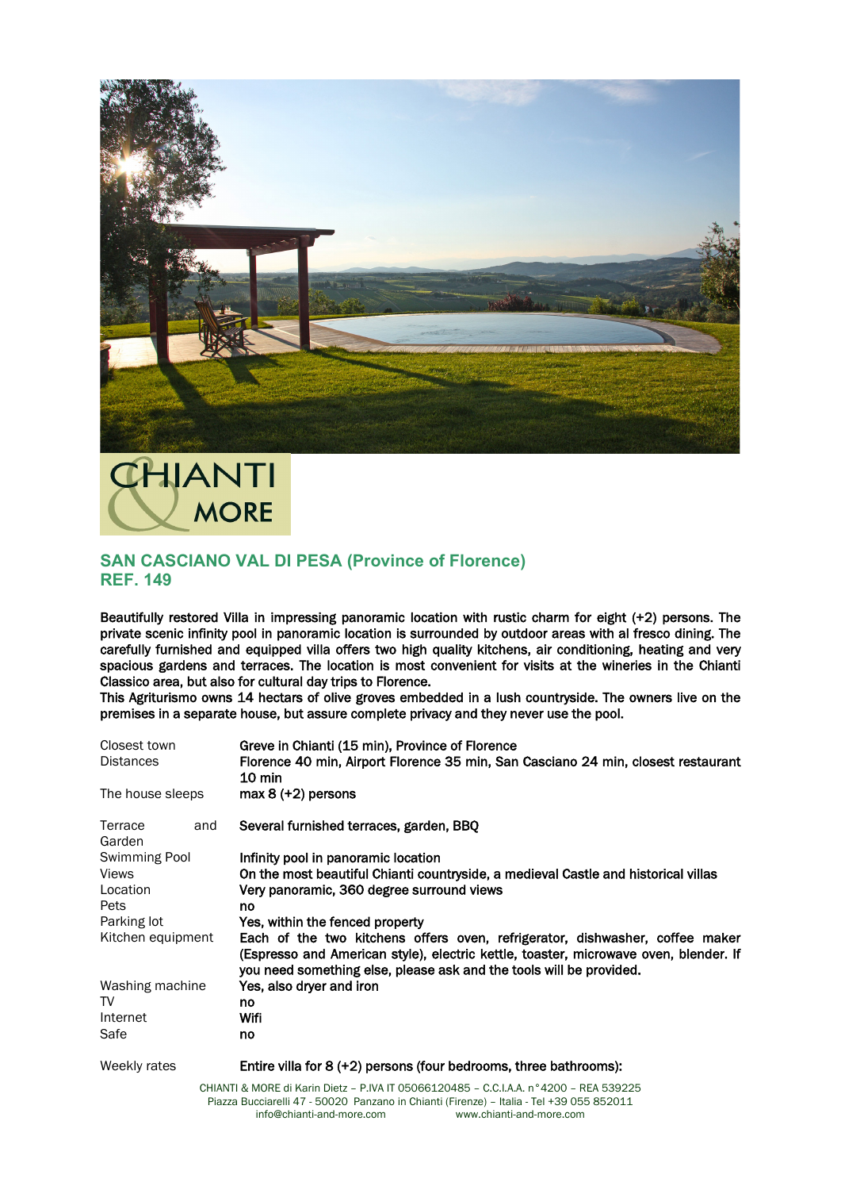# SAN CASCIANO VAL DI PESA (Province of Florence)
## REF. 149

**Beautifully restored Villa in impressing panoramic location with rustic charm for eight (+2) persons. The private scenic infinity pool in panoramic location is surrounded by outdoor areas with al fresco dining. The carefully furnished and equipped villa offers two high quality kitchens, air conditioning, heating and very spacious gardens and terraces. The location is most convenient for visits at the wineries in the Chianti Classico area, but also for cultural day trips to Florence.**
**This Agriturismo owns 14 hectars of olive groves embedded in a lush countryside. The owners live on the premises in a separate house, but assure complete privacy and they never use the pool.**

| | |
|---|---|
| Closest town | **Greve in Chianti (15 min), Province of Florence** |
| Distances | **Florence 40 min, Airport Florence 35 min, San Casciano 24 min, closest restaurant 10 min** |
| The house sleeps | **max 8 (+2) persons** |
| Terrace and Garden | **Several furnished terraces, garden, BBQ** |
| Swimming Pool | **Infinity pool in panoramic location** |
| Views | **On the most beautiful Chianti countryside, a medieval Castle and historical villas** |
| Location | **Very panoramic, 360 degree surround views** |
| Pets | **no** |
| Parking lot | **Yes, within the fenced property** |
| Kitchen equipment | **Each of the two kitchens offers oven, refrigerator, dishwasher, coffee maker (Espresso and American style), electric kettle, toaster, microwave oven, blender. If you need something else, please ask and the tools will be provided.** |
| Washing machine | **Yes, also dryer and iron** |
| TV | **no** |
| Internet | **Wifi** |
| Safe | **no** |
| Weekly rates | **Entire villa for 8 (+2) persons (four bedrooms, three bathrooms):** |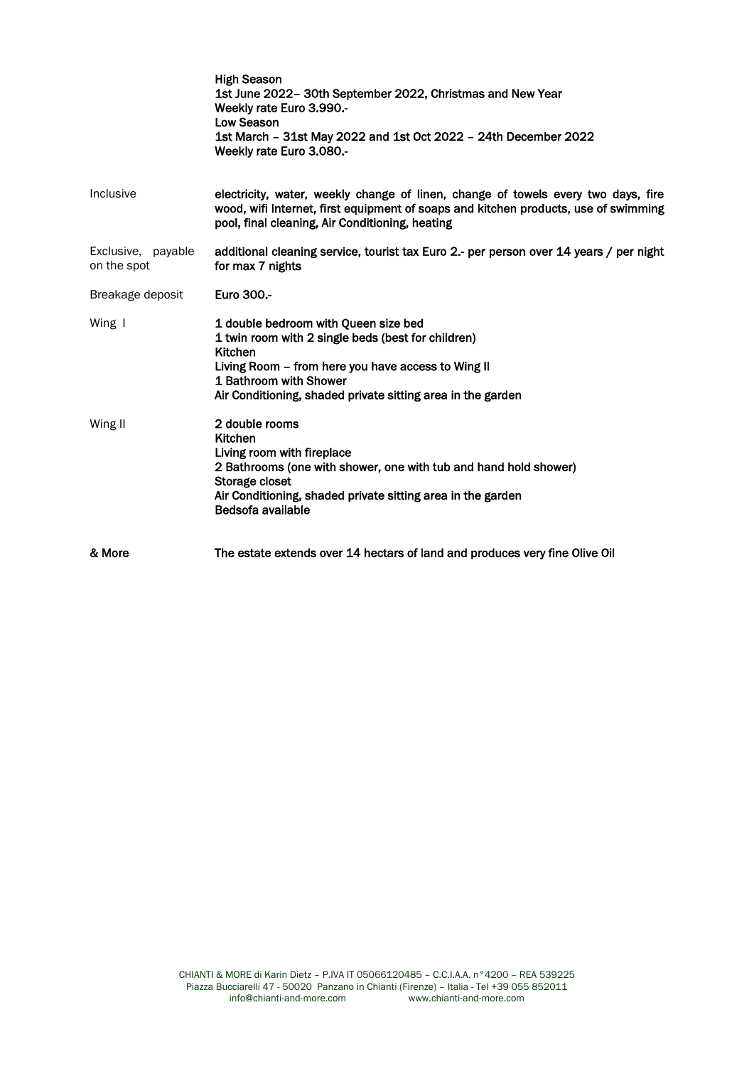| | |
|---|---|
| | **High Season**<br>**1st June 2022– 30th September 2022, Christmas and New Year**<br>**Weekly rate Euro 3.990.-**<br>**Low Season**<br>**1st March – 31st May 2022 and 1st Oct 2022 – 24th December 2022**<br>**Weekly rate Euro 3.080.-** |
| Inclusive | **electricity, water, weekly change of linen, change of towels every two days, fire wood, wifi Internet, first equipment of soaps and kitchen products, use of swimming pool, final cleaning, Air Conditioning, heating** |
| Exclusive, payable on the spot | **additional cleaning service, tourist tax Euro 2.- per person over 14 years / per night for max 7 nights** |
| Breakage deposit | **Euro 300.-** |
| Wing I | **1 double bedroom with Queen size bed**<br>**1 twin room with 2 single beds (best for children)**<br>**Kitchen**<br>**Living Room – from here you have access to Wing II**<br>**1 Bathroom with Shower**<br>**Air Conditioning, shaded private sitting area in the garden** |
| Wing II | **2 double rooms**<br>**Kitchen**<br>**Living room with fireplace**<br>**2 Bathrooms (one with shower, one with tub and hand hold shower)**<br>**Storage closet**<br>**Air Conditioning, shaded private sitting area in the garden**<br>**Bedsofa available** |
| **& More** | **The estate extends over 14 hectars of land and produces very fine Olive Oil** |

CHIANTI & MORE di Karin Dietz – P.IVA IT 05066120485 – C.C.I.A.A. n°4200 – REA 539225
Piazza Bucciarelli 47 - 50020 Panzano in Chianti (Firenze) – Italia - Tel +39 055 852011
info@chianti-and-more.com www.chianti-and-more.com